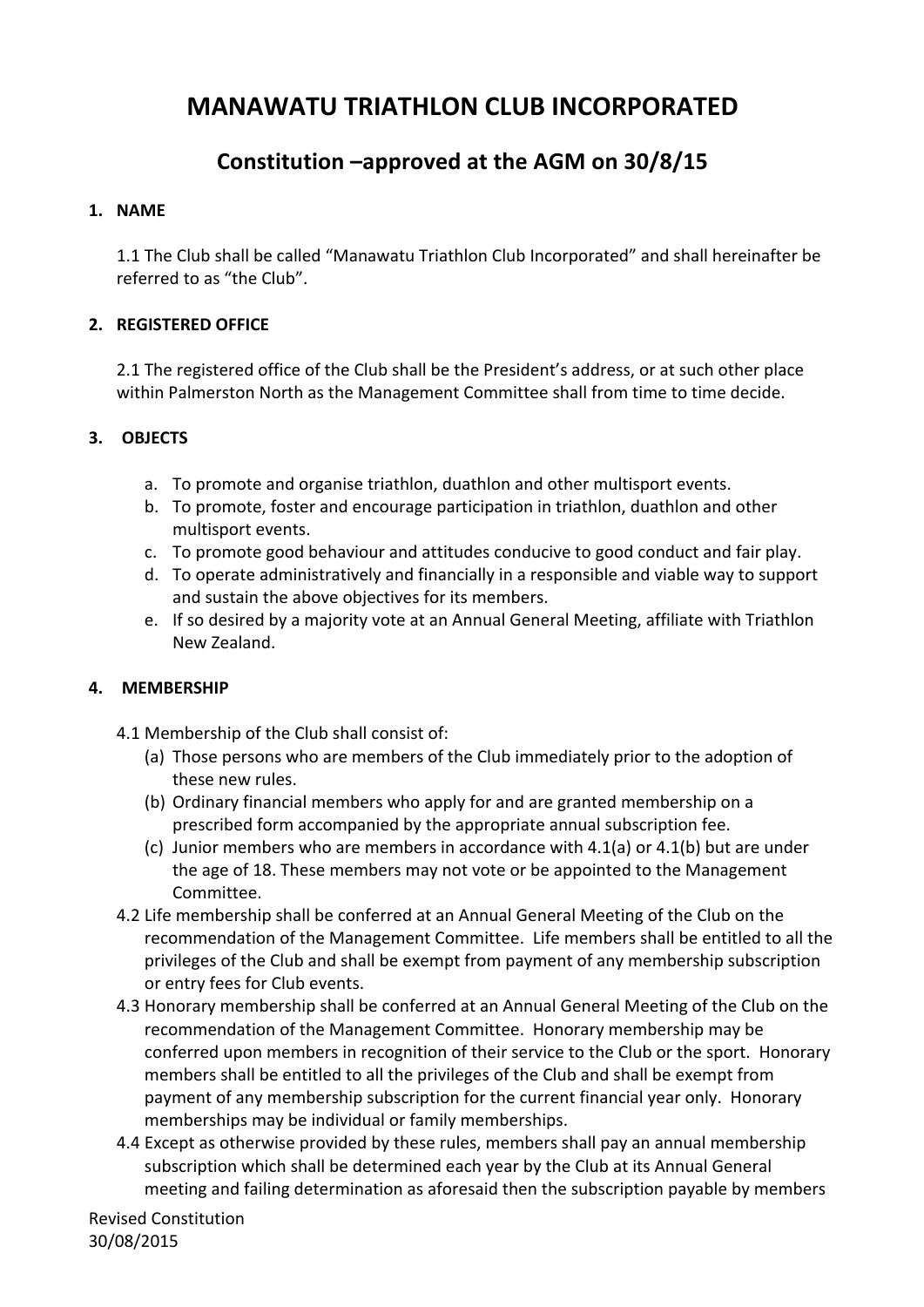# MANAWATU TRIATHLON CLUB INCORPORATED

## Constitution –approved at the AGM on 30/8/15

### 1. NAME

1.1 The Club shall be called "Manawatu Triathlon Club Incorporated" and shall hereinafter be referred to as "the Club".

### 2. REGISTERED OFFICE

2.1 The registered office of the Club shall be the President's address, or at such other place within Palmerston North as the Management Committee shall from time to time decide.

### 3. OBJECTS

a. To promote and organise triathlon, duathlon and other multisport events.
b. To promote, foster and encourage participation in triathlon, duathlon and other multisport events.
c. To promote good behaviour and attitudes conducive to good conduct and fair play.
d. To operate administratively and financially in a responsible and viable way to support and sustain the above objectives for its members.
e. If so desired by a majority vote at an Annual General Meeting, affiliate with Triathlon New Zealand.

### 4. MEMBERSHIP

4.1 Membership of the Club shall consist of:

(a) Those persons who are members of the Club immediately prior to the adoption of these new rules.
(b) Ordinary financial members who apply for and are granted membership on a prescribed form accompanied by the appropriate annual subscription fee.
(c) Junior members who are members in accordance with 4.1(a) or 4.1(b) but are under the age of 18. These members may not vote or be appointed to the Management Committee.

4.2 Life membership shall be conferred at an Annual General Meeting of the Club on the recommendation of the Management Committee. Life members shall be entitled to all the privileges of the Club and shall be exempt from payment of any membership subscription or entry fees for Club events.

4.3 Honorary membership shall be conferred at an Annual General Meeting of the Club on the recommendation of the Management Committee. Honorary membership may be conferred upon members in recognition of their service to the Club or the sport. Honorary members shall be entitled to all the privileges of the Club and shall be exempt from payment of any membership subscription for the current financial year only. Honorary memberships may be individual or family memberships.

4.4 Except as otherwise provided by these rules, members shall pay an annual membership subscription which shall be determined each year by the Club at its Annual General meeting and failing determination as aforesaid then the subscription payable by members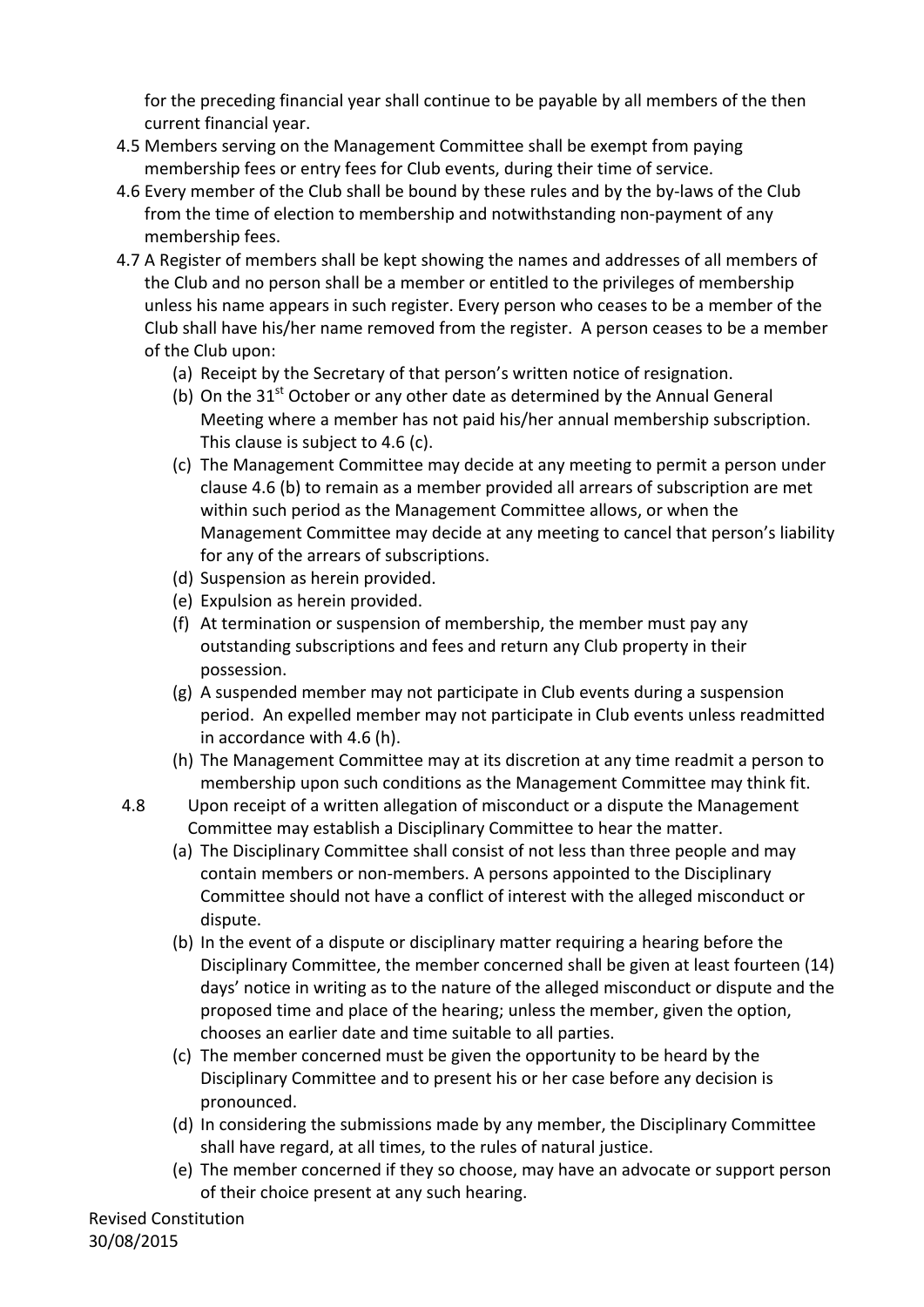for the preceding financial year shall continue to be payable by all members of the then current financial year.

4.5 Members serving on the Management Committee shall be exempt from paying membership fees or entry fees for Club events, during their time of service.

4.6 Every member of the Club shall be bound by these rules and by the by-laws of the Club from the time of election to membership and notwithstanding non-payment of any membership fees.

4.7 A Register of members shall be kept showing the names and addresses of all members of the Club and no person shall be a member or entitled to the privileges of membership unless his name appears in such register. Every person who ceases to be a member of the Club shall have his/her name removed from the register. A person ceases to be a member of the Club upon:

(a) Receipt by the Secretary of that person's written notice of resignation.

(b) On the 31st October or any other date as determined by the Annual General Meeting where a member has not paid his/her annual membership subscription. This clause is subject to 4.6 (c).

(c) The Management Committee may decide at any meeting to permit a person under clause 4.6 (b) to remain as a member provided all arrears of subscription are met within such period as the Management Committee allows, or when the Management Committee may decide at any meeting to cancel that person's liability for any of the arrears of subscriptions.

(d) Suspension as herein provided.

(e) Expulsion as herein provided.

(f) At termination or suspension of membership, the member must pay any outstanding subscriptions and fees and return any Club property in their possession.

(g) A suspended member may not participate in Club events during a suspension period. An expelled member may not participate in Club events unless readmitted in accordance with 4.6 (h).

(h) The Management Committee may at its discretion at any time readmit a person to membership upon such conditions as the Management Committee may think fit.

4.8 Upon receipt of a written allegation of misconduct or a dispute the Management Committee may establish a Disciplinary Committee to hear the matter.

(a) The Disciplinary Committee shall consist of not less than three people and may contain members or non-members. A persons appointed to the Disciplinary Committee should not have a conflict of interest with the alleged misconduct or dispute.

(b) In the event of a dispute or disciplinary matter requiring a hearing before the Disciplinary Committee, the member concerned shall be given at least fourteen (14) days' notice in writing as to the nature of the alleged misconduct or dispute and the proposed time and place of the hearing; unless the member, given the option, chooses an earlier date and time suitable to all parties.

(c) The member concerned must be given the opportunity to be heard by the Disciplinary Committee and to present his or her case before any decision is pronounced.

(d) In considering the submissions made by any member, the Disciplinary Committee shall have regard, at all times, to the rules of natural justice.

(e) The member concerned if they so choose, may have an advocate or support person of their choice present at any such hearing.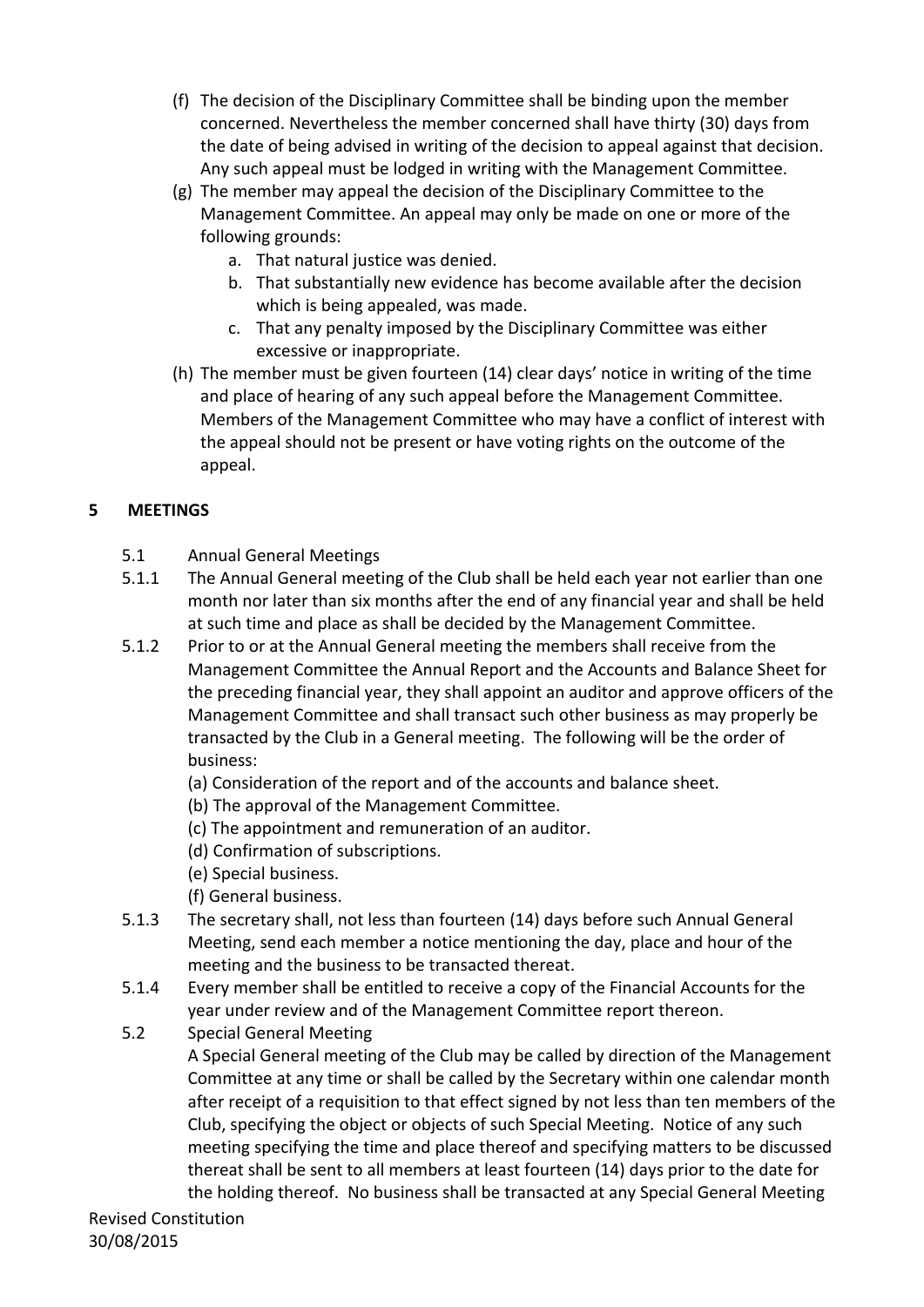(f) The decision of the Disciplinary Committee shall be binding upon the member concerned. Nevertheless the member concerned shall have thirty (30) days from the date of being advised in writing of the decision to appeal against that decision. Any such appeal must be lodged in writing with the Management Committee.

(g) The member may appeal the decision of the Disciplinary Committee to the Management Committee. An appeal may only be made on one or more of the following grounds:

  a. That natural justice was denied.
  b. That substantially new evidence has become available after the decision which is being appealed, was made.
  c. That any penalty imposed by the Disciplinary Committee was either excessive or inappropriate.

(h) The member must be given fourteen (14) clear days' notice in writing of the time and place of hearing of any such appeal before the Management Committee. Members of the Management Committee who may have a conflict of interest with the appeal should not be present or have voting rights on the outcome of the appeal.

## 5 MEETINGS

5.1 Annual General Meetings

5.1.1 The Annual General meeting of the Club shall be held each year not earlier than one month nor later than six months after the end of any financial year and shall be held at such time and place as shall be decided by the Management Committee.

5.1.2 Prior to or at the Annual General meeting the members shall receive from the Management Committee the Annual Report and the Accounts and Balance Sheet for the preceding financial year, they shall appoint an auditor and approve officers of the Management Committee and shall transact such other business as may properly be transacted by the Club in a General meeting. The following will be the order of business:

(a) Consideration of the report and of the accounts and balance sheet.
(b) The approval of the Management Committee.
(c) The appointment and remuneration of an auditor.
(d) Confirmation of subscriptions.
(e) Special business.
(f) General business.

5.1.3 The secretary shall, not less than fourteen (14) days before such Annual General Meeting, send each member a notice mentioning the day, place and hour of the meeting and the business to be transacted thereat.

5.1.4 Every member shall be entitled to receive a copy of the Financial Accounts for the year under review and of the Management Committee report thereon.

5.2 Special General Meeting

A Special General meeting of the Club may be called by direction of the Management Committee at any time or shall be called by the Secretary within one calendar month after receipt of a requisition to that effect signed by not less than ten members of the Club, specifying the object or objects of such Special Meeting. Notice of any such meeting specifying the time and place thereof and specifying matters to be discussed thereat shall be sent to all members at least fourteen (14) days prior to the date for the holding thereof. No business shall be transacted at any Special General Meeting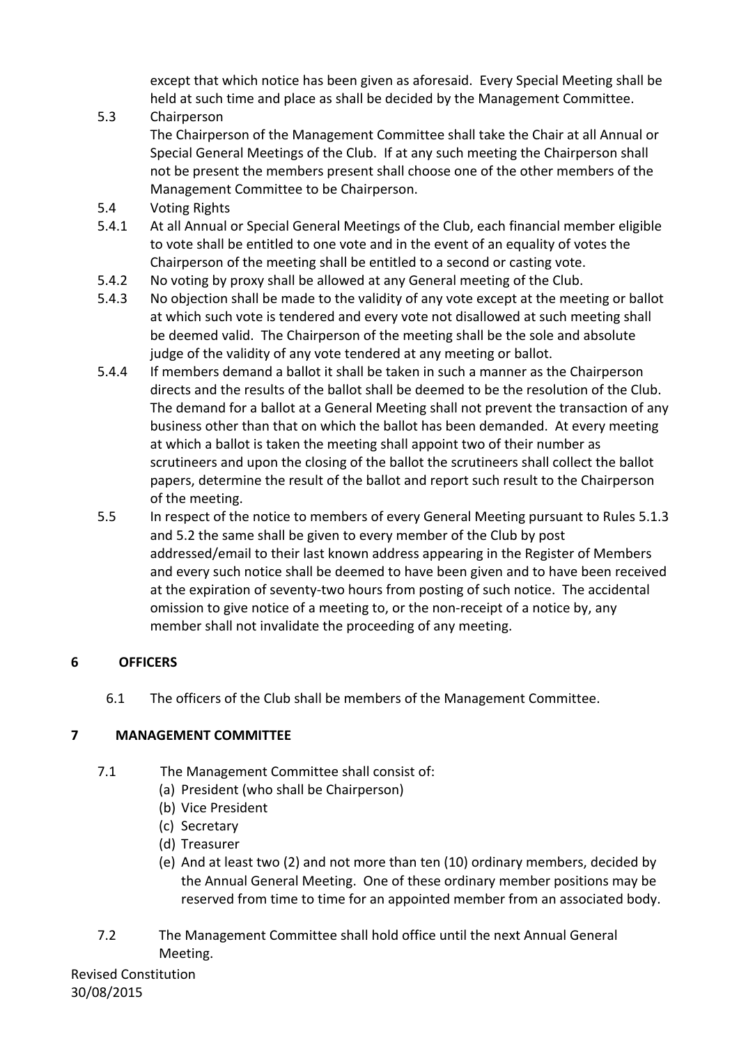except that which notice has been given as aforesaid. Every Special Meeting shall be held at such time and place as shall be decided by the Management Committee.

5.3 Chairperson

The Chairperson of the Management Committee shall take the Chair at all Annual or Special General Meetings of the Club. If at any such meeting the Chairperson shall not be present the members present shall choose one of the other members of the Management Committee to be Chairperson.

5.4 Voting Rights

5.4.1 At all Annual or Special General Meetings of the Club, each financial member eligible to vote shall be entitled to one vote and in the event of an equality of votes the Chairperson of the meeting shall be entitled to a second or casting vote.

5.4.2 No voting by proxy shall be allowed at any General meeting of the Club.

5.4.3 No objection shall be made to the validity of any vote except at the meeting or ballot at which such vote is tendered and every vote not disallowed at such meeting shall be deemed valid. The Chairperson of the meeting shall be the sole and absolute judge of the validity of any vote tendered at any meeting or ballot.

5.4.4 If members demand a ballot it shall be taken in such a manner as the Chairperson directs and the results of the ballot shall be deemed to be the resolution of the Club. The demand for a ballot at a General Meeting shall not prevent the transaction of any business other than that on which the ballot has been demanded. At every meeting at which a ballot is taken the meeting shall appoint two of their number as scrutineers and upon the closing of the ballot the scrutineers shall collect the ballot papers, determine the result of the ballot and report such result to the Chairperson of the meeting.

5.5 In respect of the notice to members of every General Meeting pursuant to Rules 5.1.3 and 5.2 the same shall be given to every member of the Club by post addressed/email to their last known address appearing in the Register of Members and every such notice shall be deemed to have been given and to have been received at the expiration of seventy-two hours from posting of such notice. The accidental omission to give notice of a meeting to, or the non-receipt of a notice by, any member shall not invalidate the proceeding of any meeting.

## 6 OFFICERS

6.1 The officers of the Club shall be members of the Management Committee.

## 7 MANAGEMENT COMMITTEE

7.1 The Management Committee shall consist of:

(a) President (who shall be Chairperson)
(b) Vice President
(c) Secretary
(d) Treasurer
(e) And at least two (2) and not more than ten (10) ordinary members, decided by the Annual General Meeting. One of these ordinary member positions may be reserved from time to time for an appointed member from an associated body.

7.2 The Management Committee shall hold office until the next Annual General Meeting.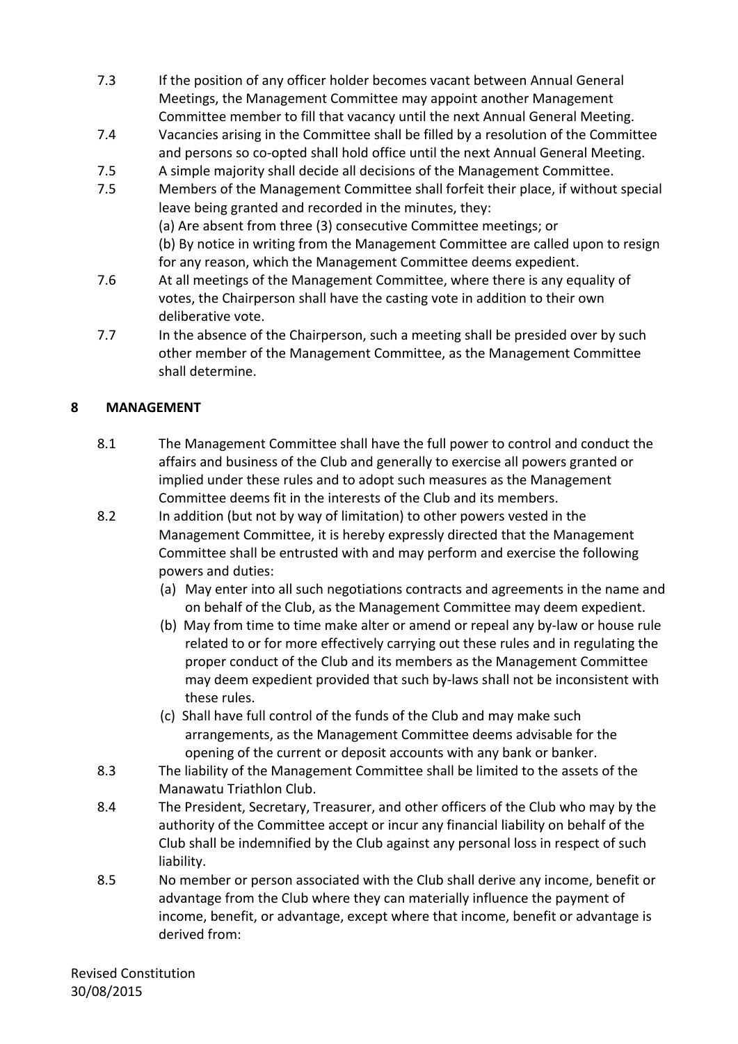7.3 If the position of any officer holder becomes vacant between Annual General Meetings, the Management Committee may appoint another Management Committee member to fill that vacancy until the next Annual General Meeting.

7.4 Vacancies arising in the Committee shall be filled by a resolution of the Committee and persons so co-opted shall hold office until the next Annual General Meeting.

7.5 A simple majority shall decide all decisions of the Management Committee.

7.5 Members of the Management Committee shall forfeit their place, if without special leave being granted and recorded in the minutes, they:
(a) Are absent from three (3) consecutive Committee meetings; or
(b) By notice in writing from the Management Committee are called upon to resign for any reason, which the Management Committee deems expedient.

7.6 At all meetings of the Management Committee, where there is any equality of votes, the Chairperson shall have the casting vote in addition to their own deliberative vote.

7.7 In the absence of the Chairperson, such a meeting shall be presided over by such other member of the Management Committee, as the Management Committee shall determine.

## 8 MANAGEMENT

8.1 The Management Committee shall have the full power to control and conduct the affairs and business of the Club and generally to exercise all powers granted or implied under these rules and to adopt such measures as the Management Committee deems fit in the interests of the Club and its members.

8.2 In addition (but not by way of limitation) to other powers vested in the Management Committee, it is hereby expressly directed that the Management Committee shall be entrusted with and may perform and exercise the following powers and duties:

(a) May enter into all such negotiations contracts and agreements in the name and on behalf of the Club, as the Management Committee may deem expedient.

(b) May from time to time make alter or amend or repeal any by-law or house rule related to or for more effectively carrying out these rules and in regulating the proper conduct of the Club and its members as the Management Committee may deem expedient provided that such by-laws shall not be inconsistent with these rules.

(c) Shall have full control of the funds of the Club and may make such arrangements, as the Management Committee deems advisable for the opening of the current or deposit accounts with any bank or banker.

8.3 The liability of the Management Committee shall be limited to the assets of the Manawatu Triathlon Club.

8.4 The President, Secretary, Treasurer, and other officers of the Club who may by the authority of the Committee accept or incur any financial liability on behalf of the Club shall be indemnified by the Club against any personal loss in respect of such liability.

8.5 No member or person associated with the Club shall derive any income, benefit or advantage from the Club where they can materially influence the payment of income, benefit, or advantage, except where that income, benefit or advantage is derived from: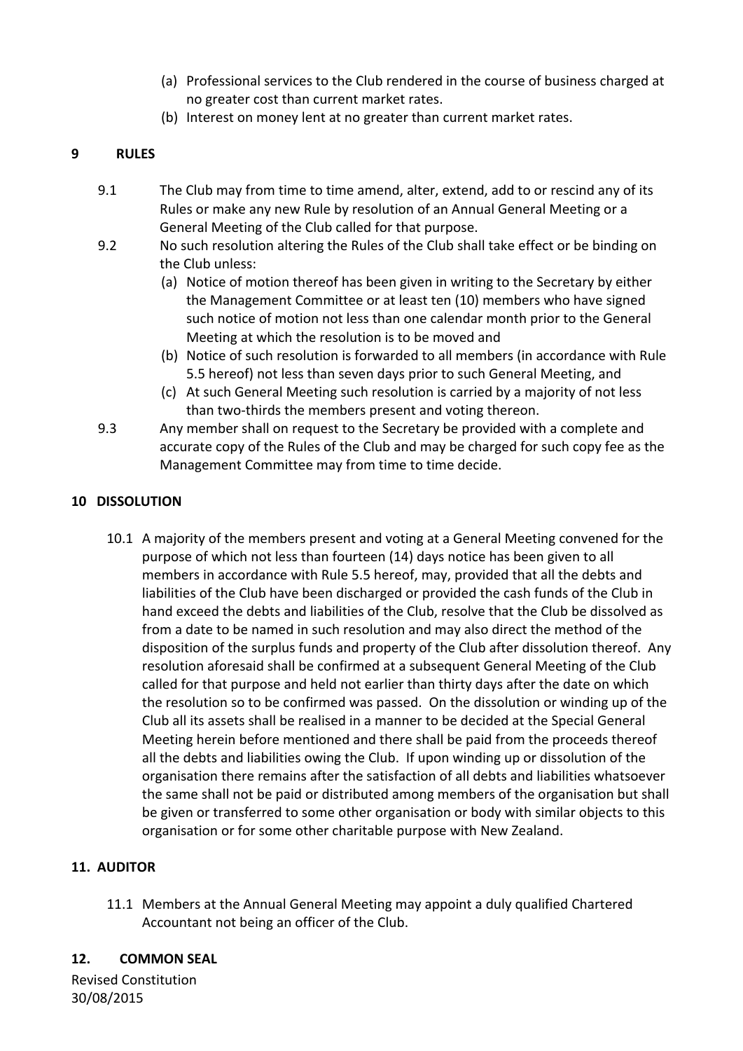(a) Professional services to the Club rendered in the course of business charged at no greater cost than current market rates.
(b) Interest on money lent at no greater than current market rates.

## 9 RULES

9.1 The Club may from time to time amend, alter, extend, add to or rescind any of its Rules or make any new Rule by resolution of an Annual General Meeting or a General Meeting of the Club called for that purpose.

9.2 No such resolution altering the Rules of the Club shall take effect or be binding on the Club unless:

(a) Notice of motion thereof has been given in writing to the Secretary by either the Management Committee or at least ten (10) members who have signed such notice of motion not less than one calendar month prior to the General Meeting at which the resolution is to be moved and
(b) Notice of such resolution is forwarded to all members (in accordance with Rule 5.5 hereof) not less than seven days prior to such General Meeting, and
(c) At such General Meeting such resolution is carried by a majority of not less than two-thirds the members present and voting thereon.

9.3 Any member shall on request to the Secretary be provided with a complete and accurate copy of the Rules of the Club and may be charged for such copy fee as the Management Committee may from time to time decide.

## 10 DISSOLUTION

10.1 A majority of the members present and voting at a General Meeting convened for the purpose of which not less than fourteen (14) days notice has been given to all members in accordance with Rule 5.5 hereof, may, provided that all the debts and liabilities of the Club have been discharged or provided the cash funds of the Club in hand exceed the debts and liabilities of the Club, resolve that the Club be dissolved as from a date to be named in such resolution and may also direct the method of the disposition of the surplus funds and property of the Club after dissolution thereof. Any resolution aforesaid shall be confirmed at a subsequent General Meeting of the Club called for that purpose and held not earlier than thirty days after the date on which the resolution so to be confirmed was passed. On the dissolution or winding up of the Club all its assets shall be realised in a manner to be decided at the Special General Meeting herein before mentioned and there shall be paid from the proceeds thereof all the debts and liabilities owing the Club. If upon winding up or dissolution of the organisation there remains after the satisfaction of all debts and liabilities whatsoever the same shall not be paid or distributed among members of the organisation but shall be given or transferred to some other organisation or body with similar objects to this organisation or for some other charitable purpose with New Zealand.

## 11. AUDITOR

11.1 Members at the Annual General Meeting may appoint a duly qualified Chartered Accountant not being an officer of the Club.

## 12. COMMON SEAL

Revised Constitution
30/08/2015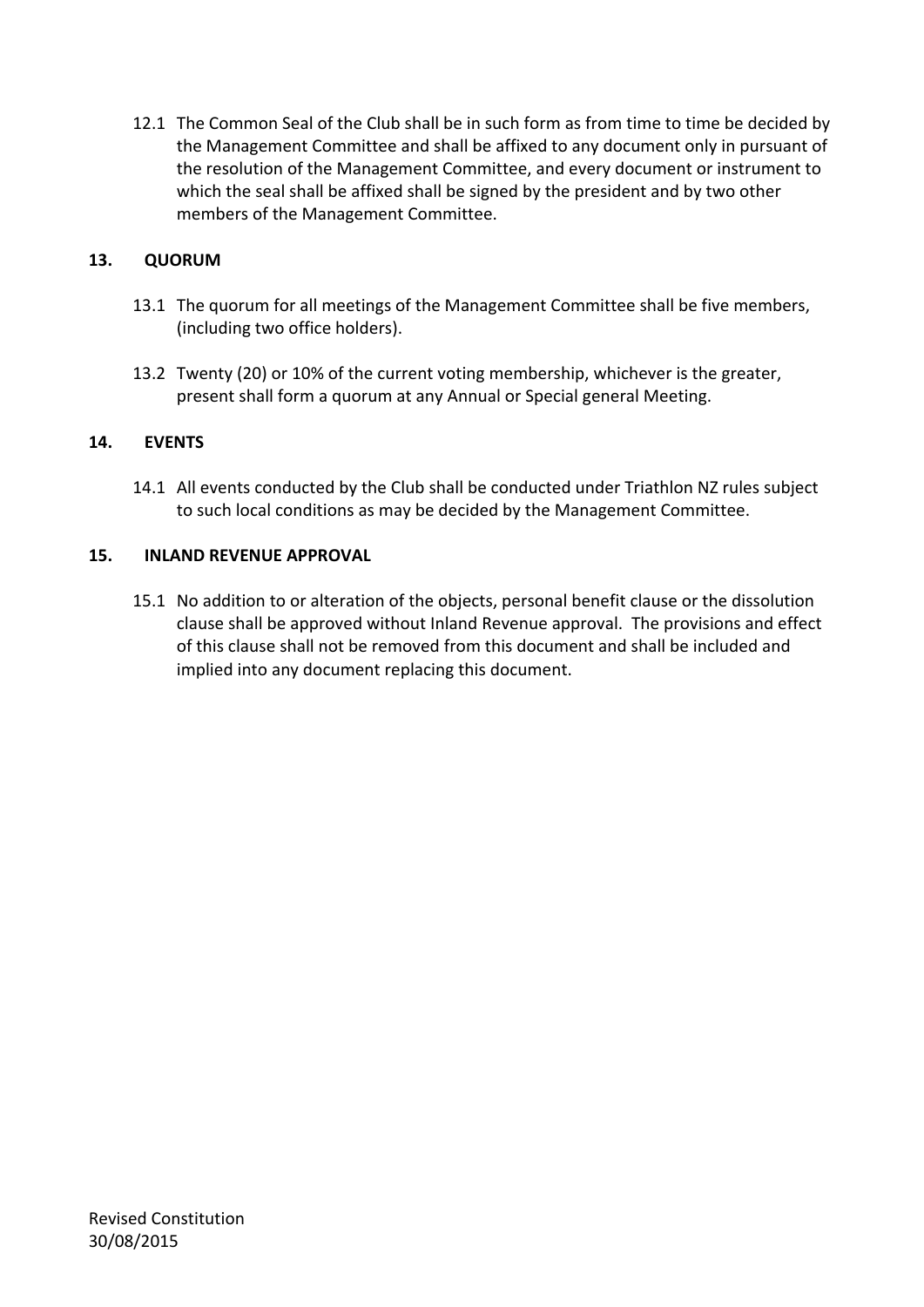12.1 The Common Seal of the Club shall be in such form as from time to time be decided by the Management Committee and shall be affixed to any document only in pursuant of the resolution of the Management Committee, and every document or instrument to which the seal shall be affixed shall be signed by the president and by two other members of the Management Committee.

## 13. QUORUM

13.1 The quorum for all meetings of the Management Committee shall be five members, (including two office holders).

13.2 Twenty (20) or 10% of the current voting membership, whichever is the greater, present shall form a quorum at any Annual or Special general Meeting.

## 14. EVENTS

14.1 All events conducted by the Club shall be conducted under Triathlon NZ rules subject to such local conditions as may be decided by the Management Committee.

## 15. INLAND REVENUE APPROVAL

15.1 No addition to or alteration of the objects, personal benefit clause or the dissolution clause shall be approved without Inland Revenue approval. The provisions and effect of this clause shall not be removed from this document and shall be included and implied into any document replacing this document.